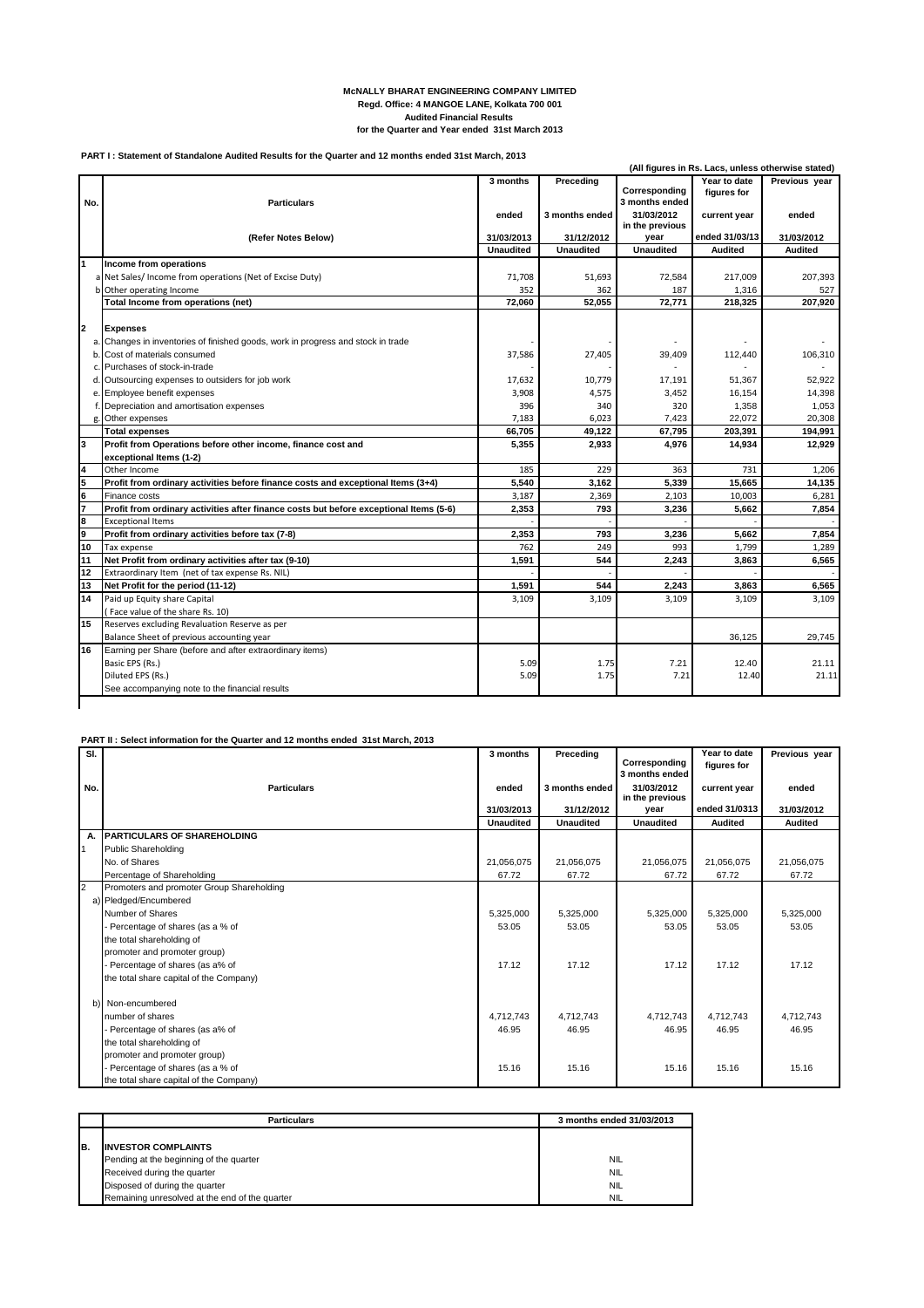# McNALLY BHARAT ENGINEERING COMPANY LIMITED

**Regd. Office: 4 MANGOE LANE, Kolkata 700 001**

**Audited Financial Results**

**for the Quarter and Year ended 31st March 2013**

**PART I : Statement of Standalone Audited Results for the Quarter and 12 months ended 31st March, 2013**

**(All figures in Rs. Lacs, unless otherwise stated)**

| No. | Particulars | 3 months ended 31/03/2013 | Preceding 3 months ended 31/12/2012 | Corresponding 3 months ended 31/03/2012 in the previous year | Year to date figures for current year ended 31/03/13 | Previous year ended 31/03/2012 |
|---|---|---|---|---|---|---|
| | (Refer Notes Below) | Unaudited | Unaudited | Unaudited | Audited | Audited |
| 1 | **Income from operations** | | | | | |
| a | Net Sales/ Income from operations (Net of Excise Duty) | 71,708 | 51,693 | 72,584 | 217,009 | 207,393 |
| b | Other operating Income | 352 | 362 | 187 | 1,316 | 527 |
| | **Total Income from operations (net)** | **72,060** | **52,055** | **72,771** | **218,325** | **207,920** |
| 2 | **Expenses** | | | | | |
| a. | Changes in inventories of finished goods, work in progress and stock in trade | - | - | - | - | - |
| b. | Cost of materials consumed | 37,586 | 27,405 | 39,409 | 112,440 | 106,310 |
| c. | Purchases of stock-in-trade | - | - | - | - | - |
| d. | Outsourcing expenses to outsiders for job work | 17,632 | 10,779 | 17,191 | 51,367 | 52,922 |
| e. | Employee benefit expenses | 3,908 | 4,575 | 3,452 | 16,154 | 14,398 |
| f. | Depreciation and amortisation expenses | 396 | 340 | 320 | 1,358 | 1,053 |
| g. | Other expenses | 7,183 | 6,023 | 7,423 | 22,072 | 20,308 |
| | **Total expenses** | **66,705** | **49,122** | **67,795** | **203,391** | **194,991** |
| 3 | **Profit from Operations before other income, finance cost and exceptional Items (1-2)** | **5,355** | **2,933** | **4,976** | **14,934** | **12,929** |
| 4 | Other Income | 185 | 229 | 363 | 731 | 1,206 |
| 5 | **Profit from ordinary activities before finance costs and exceptional Items (3+4)** | **5,540** | **3,162** | **5,339** | **15,665** | **14,135** |
| 6 | Finance costs | 3,187 | 2,369 | 2,103 | 10,003 | 6,281 |
| 7 | **Profit from ordinary activities after finance costs but before exceptional Items (5-6)** | **2,353** | **793** | **3,236** | **5,662** | **7,854** |
| 8 | Exceptional Items | - | - | - | - | - |
| 9 | **Profit from ordinary activities before tax (7-8)** | **2,353** | **793** | **3,236** | **5,662** | **7,854** |
| 10 | Tax expense | 762 | 249 | 993 | 1,799 | 1,289 |
| 11 | **Net Profit from ordinary activities after tax (9-10)** | **1,591** | **544** | **2,243** | **3,863** | **6,565** |
| 12 | Extraordinary Item (net of tax expense Rs. NIL) | - | - | - | - | - |
| 13 | **Net Profit for the period (11-12)** | **1,591** | **544** | **2,243** | **3,863** | **6,565** |
| 14 | Paid up Equity share Capital (Face value of the share Rs. 10) | 3,109 | 3,109 | 3,109 | 3,109 | 3,109 |
| 15 | Reserves excluding Revaluation Reserve as per Balance Sheet of previous accounting year | | | | 36,125 | 29,745 |
| 16 | Earning per Share (before and after extraordinary items) | | | | | |
| | Basic EPS (Rs.) | 5.09 | 1.75 | 7.21 | 12.40 | 21.11 |
| | Diluted EPS (Rs.) | 5.09 | 1.75 | 7.21 | 12.40 | 21.11 |
| | See accompanying note to the financial results | | | | | |

**PART II : Select information for the Quarter and 12 months ended 31st March, 2013**

| Sl. No. | Particulars | 3 months ended 31/03/2013 | Preceding 3 months ended 31/12/2012 | Corresponding 3 months ended 31/03/2012 in the previous year | Year to date figures for current year ended 31/0313 | Previous year ended 31/03/2012 |
|---|---|---|---|---|---|---|
| | | Unaudited | Unaudited | Unaudited | Audited | Audited |
| A. | **PARTICULARS OF SHAREHOLDING** | | | | | |
| 1 | Public Shareholding | | | | | |
| | No. of Shares | 21,056,075 | 21,056,075 | 21,056,075 | 21,056,075 | 21,056,075 |
| | Percentage of Shareholding | 67.72 | 67.72 | 67.72 | 67.72 | 67.72 |
| 2 | Promoters and promoter Group Shareholding | | | | | |
| a) | Pledged/Encumbered | | | | | |
| | Number of Shares | 5,325,000 | 5,325,000 | 5,325,000 | 5,325,000 | 5,325,000 |
| | - Percentage of shares (as a % of the total shareholding of promoter and promoter group) | 53.05 | 53.05 | 53.05 | 53.05 | 53.05 |
| | - Percentage of shares (as a% of the total share capital of the Company) | 17.12 | 17.12 | 17.12 | 17.12 | 17.12 |
| b) | Non-encumbered | | | | | |
| | number of shares | 4,712,743 | 4,712,743 | 4,712,743 | 4,712,743 | 4,712,743 |
| | - Percentage of shares (as a% of the total shareholding of promoter and promoter group) | 46.95 | 46.95 | 46.95 | 46.95 | 46.95 |
| | - Percentage of shares (as a % of the total share capital of the Company) | 15.16 | 15.16 | 15.16 | 15.16 | 15.16 |

| | Particulars | 3 months ended 31/03/2013 |
|---|---|---|
| B. | **INVESTOR COMPLAINTS** | |
| | Pending at the beginning of the quarter | NIL |
| | Received during the quarter | NIL |
| | Disposed of during the quarter | NIL |
| | Remaining unresolved at the end of the quarter | NIL |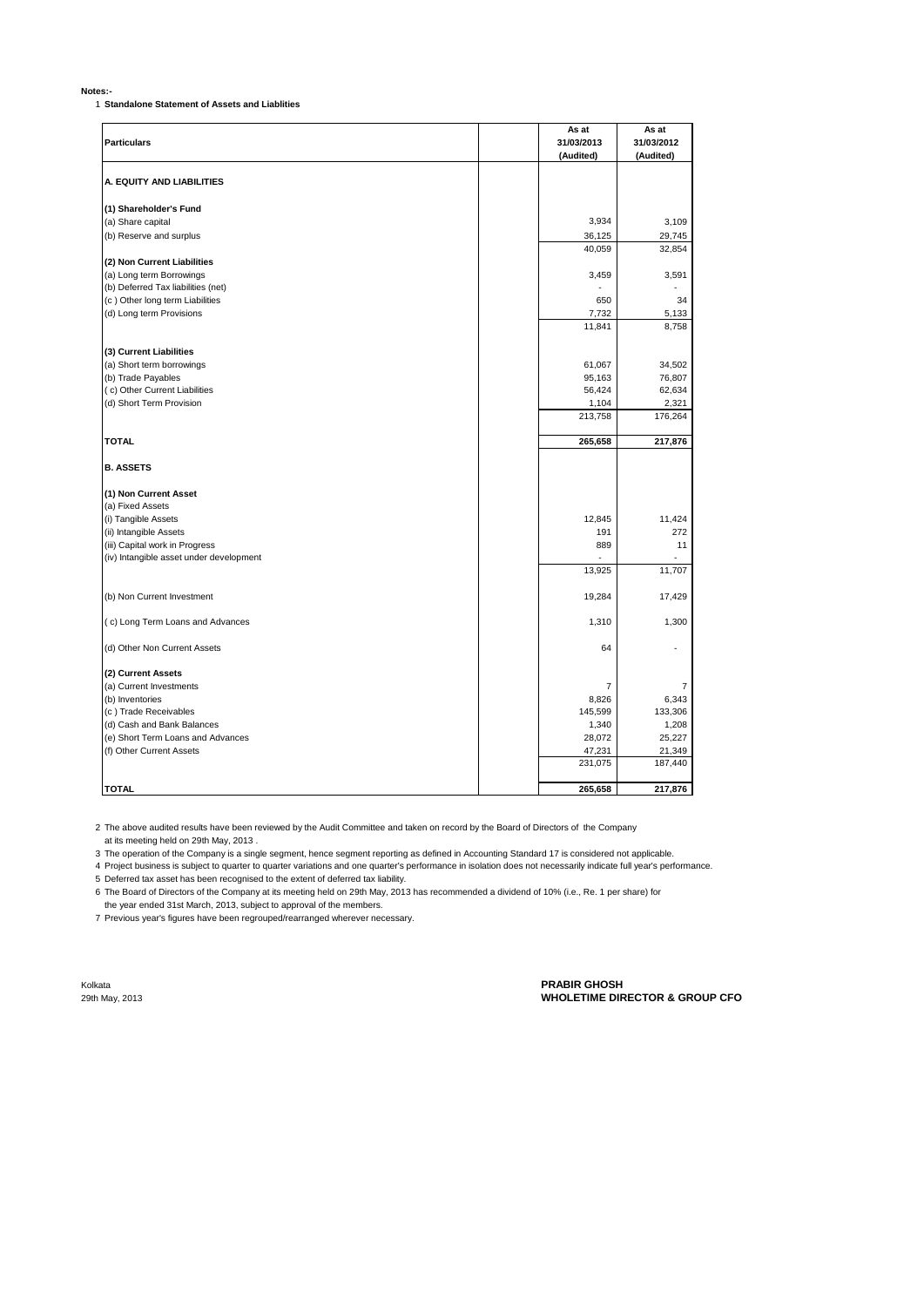**Notes:-**

1 **Standalone Statement of Assets and Liablities**

| Particulars | | As at 31/03/2013 (Audited) | As at 31/03/2012 (Audited) |
|---|---|---|---|
| **A. EQUITY AND LIABILITIES** | | | |
| **(1) Shareholder's Fund** | | | |
| (a) Share capital | | 3,934 | 3,109 |
| (b) Reserve and surplus | | 36,125 | 29,745 |
| | | 40,059 | 32,854 |
| **(2) Non Current Liabilities** | | | |
| (a) Long term Borrowings | | 3,459 | 3,591 |
| (b) Deferred Tax liabilities (net) | | - | - |
| (c ) Other long term Liabilities | | 650 | 34 |
| (d) Long term Provisions | | 7,732 | 5,133 |
| | | 11,841 | 8,758 |
| **(3) Current Liabilities** | | | |
| (a) Short term borrowings | | 61,067 | 34,502 |
| (b) Trade Payables | | 95,163 | 76,807 |
| ( c) Other Current Liabilities | | 56,424 | 62,634 |
| (d) Short Term Provision | | 1,104 | 2,321 |
| | | 213,758 | 176,264 |
| **TOTAL** | | **265,658** | **217,876** |
| **B. ASSETS** | | | |
| **(1) Non Current Asset** | | | |
| (a) Fixed Assets | | | |
| (i) Tangible Assets | | 12,845 | 11,424 |
| (ii) Intangible Assets | | 191 | 272 |
| (iii) Capital work in Progress | | 889 | 11 |
| (iv) Intangible asset under development | | - | - |
| | | 13,925 | 11,707 |
| (b) Non Current Investment | | 19,284 | 17,429 |
| ( c) Long Term Loans and Advances | | 1,310 | 1,300 |
| (d) Other Non Current Assets | | 64 | - |
| **(2) Current Assets** | | | |
| (a) Current Investments | | 7 | 7 |
| (b) Inventories | | 8,826 | 6,343 |
| (c ) Trade Receivables | | 145,599 | 133,306 |
| (d) Cash and Bank Balances | | 1,340 | 1,208 |
| (e) Short Term Loans and Advances | | 28,072 | 25,227 |
| (f) Other Current Assets | | 47,231 | 21,349 |
| | | 231,075 | 187,440 |
| **TOTAL** | | **265,658** | **217,876** |

2 The above audited results have been reviewed by the Audit Committee and taken on record by the Board of Directors of the Company at its meeting held on 29th May, 2013 .

3 The operation of the Company is a single segment, hence segment reporting as defined in Accounting Standard 17 is considered not applicable.

4 Project business is subject to quarter to quarter variations and one quarter's performance in isolation does not necessarily indicate full year's performance.

5 Deferred tax asset has been recognised to the extent of deferred tax liability.

6 The Board of Directors of the Company at its meeting held on 29th May, 2013 has recommended a dividend of 10% (i.e., Re. 1 per share) for the year ended 31st March, 2013, subject to approval of the members.

7 Previous year's figures have been regrouped/rearranged wherever necessary.

Kolkata
29th May, 2013

**PRABIR GHOSH**
**WHOLETIME DIRECTOR & GROUP CFO**